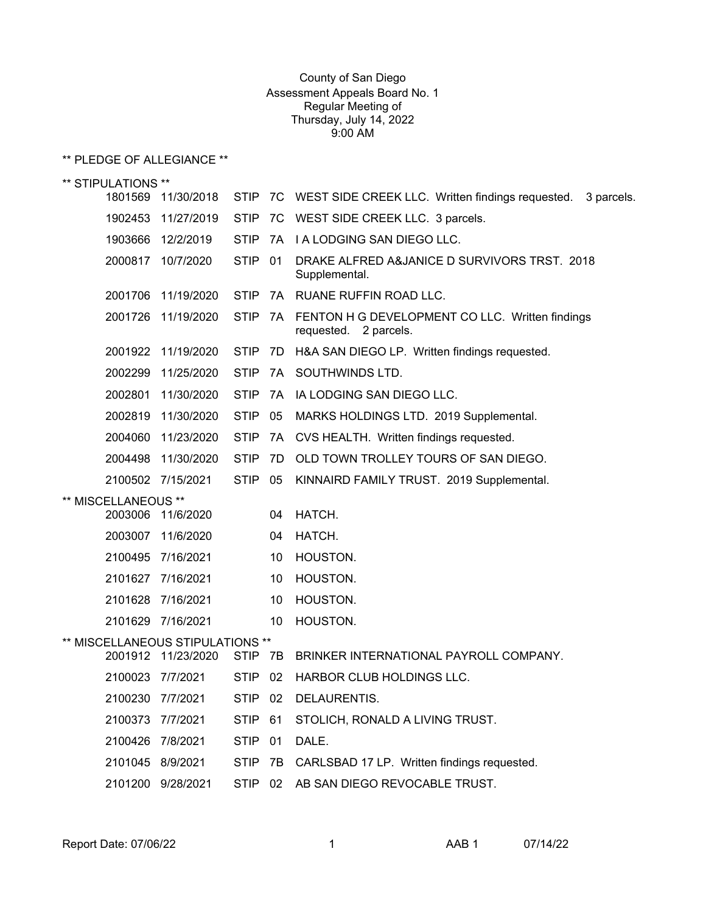County of San Diego
Assessment Appeals Board No. 1
Regular Meeting of
Thursday, July 14, 2022
9:00 AM

** PLEDGE OF ALLEGIANCE **

** STIPULATIONS **

| | | | | |
|---|---|---|---|---|
| 1801569 | 11/30/2018 | STIP | 7C | WEST SIDE CREEK LLC. Written findings requested. 3 parcels. |
| 1902453 | 11/27/2019 | STIP | 7C | WEST SIDE CREEK LLC. 3 parcels. |
| 1903666 | 12/2/2019 | STIP | 7A | I A LODGING SAN DIEGO LLC. |
| 2000817 | 10/7/2020 | STIP | 01 | DRAKE ALFRED A&JANICE D SURVIVORS TRST. 2018 Supplemental. |
| 2001706 | 11/19/2020 | STIP | 7A | RUANE RUFFIN ROAD LLC. |
| 2001726 | 11/19/2020 | STIP | 7A | FENTON H G DEVELOPMENT CO LLC. Written findings requested. 2 parcels. |
| 2001922 | 11/19/2020 | STIP | 7D | H&A SAN DIEGO LP. Written findings requested. |
| 2002299 | 11/25/2020 | STIP | 7A | SOUTHWINDS LTD. |
| 2002801 | 11/30/2020 | STIP | 7A | IA LODGING SAN DIEGO LLC. |
| 2002819 | 11/30/2020 | STIP | 05 | MARKS HOLDINGS LTD. 2019 Supplemental. |
| 2004060 | 11/23/2020 | STIP | 7A | CVS HEALTH. Written findings requested. |
| 2004498 | 11/30/2020 | STIP | 7D | OLD TOWN TROLLEY TOURS OF SAN DIEGO. |
| 2100502 | 7/15/2021 | STIP | 05 | KINNAIRD FAMILY TRUST. 2019 Supplemental. |

** MISCELLANEOUS **

| | | | | |
|---|---|---|---|---|
| 2003006 | 11/6/2020 | | 04 | HATCH. |
| 2003007 | 11/6/2020 | | 04 | HATCH. |
| 2100495 | 7/16/2021 | | 10 | HOUSTON. |
| 2101627 | 7/16/2021 | | 10 | HOUSTON. |
| 2101628 | 7/16/2021 | | 10 | HOUSTON. |
| 2101629 | 7/16/2021 | | 10 | HOUSTON. |

** MISCELLANEOUS STIPULATIONS **

| | | | | |
|---|---|---|---|---|
| 2001912 | 11/23/2020 | STIP | 7B | BRINKER INTERNATIONAL PAYROLL COMPANY. |
| 2100023 | 7/7/2021 | STIP | 02 | HARBOR CLUB HOLDINGS LLC. |
| 2100230 | 7/7/2021 | STIP | 02 | DELAURENTIS. |
| 2100373 | 7/7/2021 | STIP | 61 | STOLICH, RONALD A LIVING TRUST. |
| 2100426 | 7/8/2021 | STIP | 01 | DALE. |
| 2101045 | 8/9/2021 | STIP | 7B | CARLSBAD 17 LP. Written findings requested. |
| 2101200 | 9/28/2021 | STIP | 02 | AB SAN DIEGO REVOCABLE TRUST. |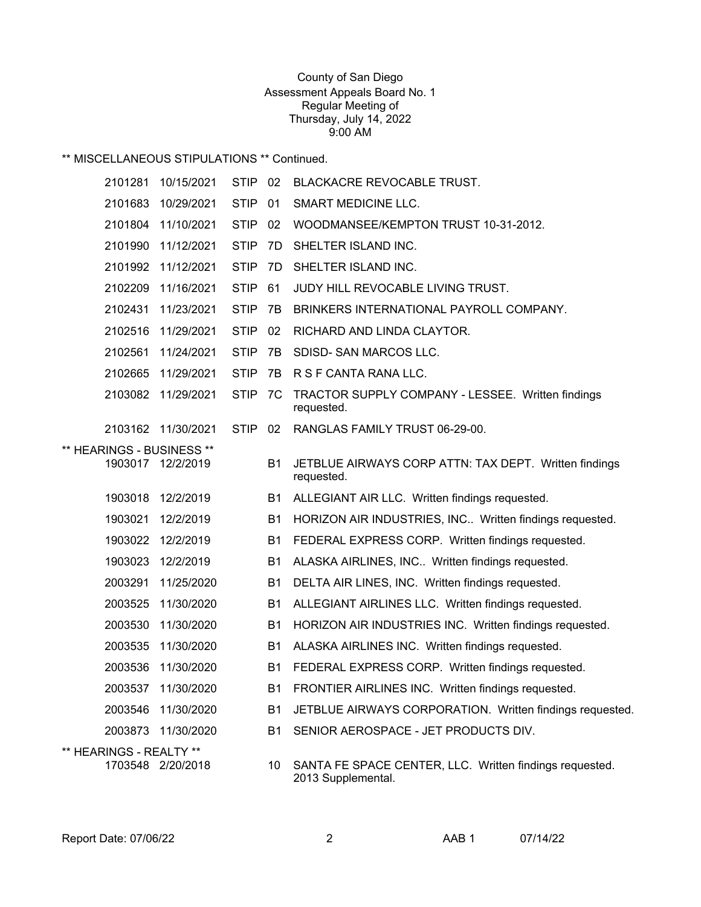County of San Diego
Assessment Appeals Board No. 1
Regular Meeting of
Thursday, July 14, 2022
9:00 AM

** MISCELLANEOUS STIPULATIONS ** Continued.

| | | | | |
|---|---|---|---|---|
| 2101281 | 10/15/2021 | STIP | 02 | BLACKACRE REVOCABLE TRUST. |
| 2101683 | 10/29/2021 | STIP | 01 | SMART MEDICINE LLC. |
| 2101804 | 11/10/2021 | STIP | 02 | WOODMANSEE/KEMPTON TRUST 10-31-2012. |
| 2101990 | 11/12/2021 | STIP | 7D | SHELTER ISLAND INC. |
| 2101992 | 11/12/2021 | STIP | 7D | SHELTER ISLAND INC. |
| 2102209 | 11/16/2021 | STIP | 61 | JUDY HILL REVOCABLE LIVING TRUST. |
| 2102431 | 11/23/2021 | STIP | 7B | BRINKERS INTERNATIONAL PAYROLL COMPANY. |
| 2102516 | 11/29/2021 | STIP | 02 | RICHARD AND LINDA CLAYTOR. |
| 2102561 | 11/24/2021 | STIP | 7B | SDISD- SAN MARCOS LLC. |
| 2102665 | 11/29/2021 | STIP | 7B | R S F CANTA RANA LLC. |
| 2103082 | 11/29/2021 | STIP | 7C | TRACTOR SUPPLY COMPANY - LESSEE. Written findings requested. |
| 2103162 | 11/30/2021 | STIP | 02 | RANGLAS FAMILY TRUST 06-29-00. |

** HEARINGS - BUSINESS **

| | | | | |
|---|---|---|---|---|
| 1903017 | 12/2/2019 | | B1 | JETBLUE AIRWAYS CORP ATTN: TAX DEPT. Written findings requested. |
| 1903018 | 12/2/2019 | | B1 | ALLEGIANT AIR LLC. Written findings requested. |
| 1903021 | 12/2/2019 | | B1 | HORIZON AIR INDUSTRIES, INC.. Written findings requested. |
| 1903022 | 12/2/2019 | | B1 | FEDERAL EXPRESS CORP. Written findings requested. |
| 1903023 | 12/2/2019 | | B1 | ALASKA AIRLINES, INC.. Written findings requested. |
| 2003291 | 11/25/2020 | | B1 | DELTA AIR LINES, INC. Written findings requested. |
| 2003525 | 11/30/2020 | | B1 | ALLEGIANT AIRLINES LLC. Written findings requested. |
| 2003530 | 11/30/2020 | | B1 | HORIZON AIR INDUSTRIES INC. Written findings requested. |
| 2003535 | 11/30/2020 | | B1 | ALASKA AIRLINES INC. Written findings requested. |
| 2003536 | 11/30/2020 | | B1 | FEDERAL EXPRESS CORP. Written findings requested. |
| 2003537 | 11/30/2020 | | B1 | FRONTIER AIRLINES INC. Written findings requested. |
| 2003546 | 11/30/2020 | | B1 | JETBLUE AIRWAYS CORPORATION. Written findings requested. |
| 2003873 | 11/30/2020 | | B1 | SENIOR AEROSPACE - JET PRODUCTS DIV. |

** HEARINGS - REALTY **

| | | | | |
|---|---|---|---|---|
| 1703548 | 2/20/2018 | | 10 | SANTA FE SPACE CENTER, LLC. Written findings requested. 2013 Supplemental. |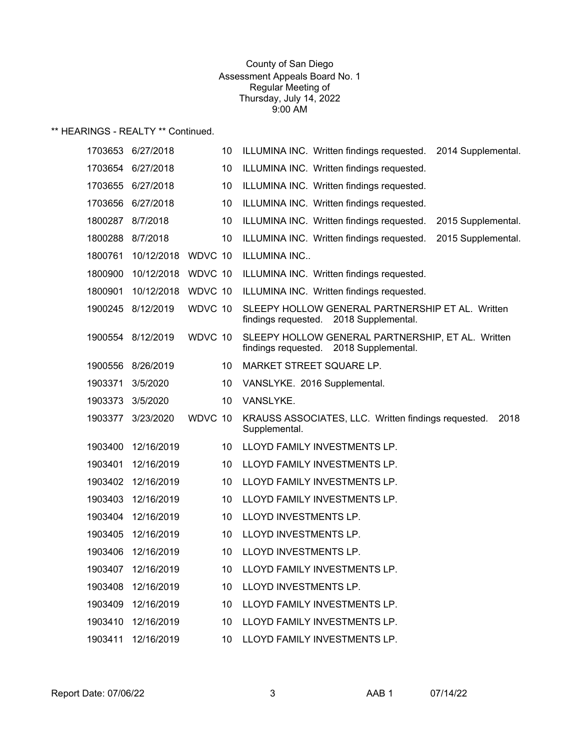County of San Diego
Assessment Appeals Board No. 1
Regular Meeting of
Thursday, July 14, 2022
9:00 AM

** HEARINGS - REALTY ** Continued.

| | | | | |
|---|---|---|---|---|
| 1703653 | 6/27/2018 | | 10 | ILLUMINA INC. Written findings requested. 2014 Supplemental. |
| 1703654 | 6/27/2018 | | 10 | ILLUMINA INC. Written findings requested. |
| 1703655 | 6/27/2018 | | 10 | ILLUMINA INC. Written findings requested. |
| 1703656 | 6/27/2018 | | 10 | ILLUMINA INC. Written findings requested. |
| 1800287 | 8/7/2018 | | 10 | ILLUMINA INC. Written findings requested. 2015 Supplemental. |
| 1800288 | 8/7/2018 | | 10 | ILLUMINA INC. Written findings requested. 2015 Supplemental. |
| 1800761 | 10/12/2018 | WDVC | 10 | ILLUMINA INC.. |
| 1800900 | 10/12/2018 | WDVC | 10 | ILLUMINA INC. Written findings requested. |
| 1800901 | 10/12/2018 | WDVC | 10 | ILLUMINA INC. Written findings requested. |
| 1900245 | 8/12/2019 | WDVC | 10 | SLEEPY HOLLOW GENERAL PARTNERSHIP ET AL. Written findings requested. 2018 Supplemental. |
| 1900554 | 8/12/2019 | WDVC | 10 | SLEEPY HOLLOW GENERAL PARTNERSHIP, ET AL. Written findings requested. 2018 Supplemental. |
| 1900556 | 8/26/2019 | | 10 | MARKET STREET SQUARE LP. |
| 1903371 | 3/5/2020 | | 10 | VANSLYKE. 2016 Supplemental. |
| 1903373 | 3/5/2020 | | 10 | VANSLYKE. |
| 1903377 | 3/23/2020 | WDVC | 10 | KRAUSS ASSOCIATES, LLC. Written findings requested. 2018 Supplemental. |
| 1903400 | 12/16/2019 | | 10 | LLOYD FAMILY INVESTMENTS LP. |
| 1903401 | 12/16/2019 | | 10 | LLOYD FAMILY INVESTMENTS LP. |
| 1903402 | 12/16/2019 | | 10 | LLOYD FAMILY INVESTMENTS LP. |
| 1903403 | 12/16/2019 | | 10 | LLOYD FAMILY INVESTMENTS LP. |
| 1903404 | 12/16/2019 | | 10 | LLOYD INVESTMENTS LP. |
| 1903405 | 12/16/2019 | | 10 | LLOYD INVESTMENTS LP. |
| 1903406 | 12/16/2019 | | 10 | LLOYD INVESTMENTS LP. |
| 1903407 | 12/16/2019 | | 10 | LLOYD FAMILY INVESTMENTS LP. |
| 1903408 | 12/16/2019 | | 10 | LLOYD INVESTMENTS LP. |
| 1903409 | 12/16/2019 | | 10 | LLOYD FAMILY INVESTMENTS LP. |
| 1903410 | 12/16/2019 | | 10 | LLOYD FAMILY INVESTMENTS LP. |
| 1903411 | 12/16/2019 | | 10 | LLOYD FAMILY INVESTMENTS LP. |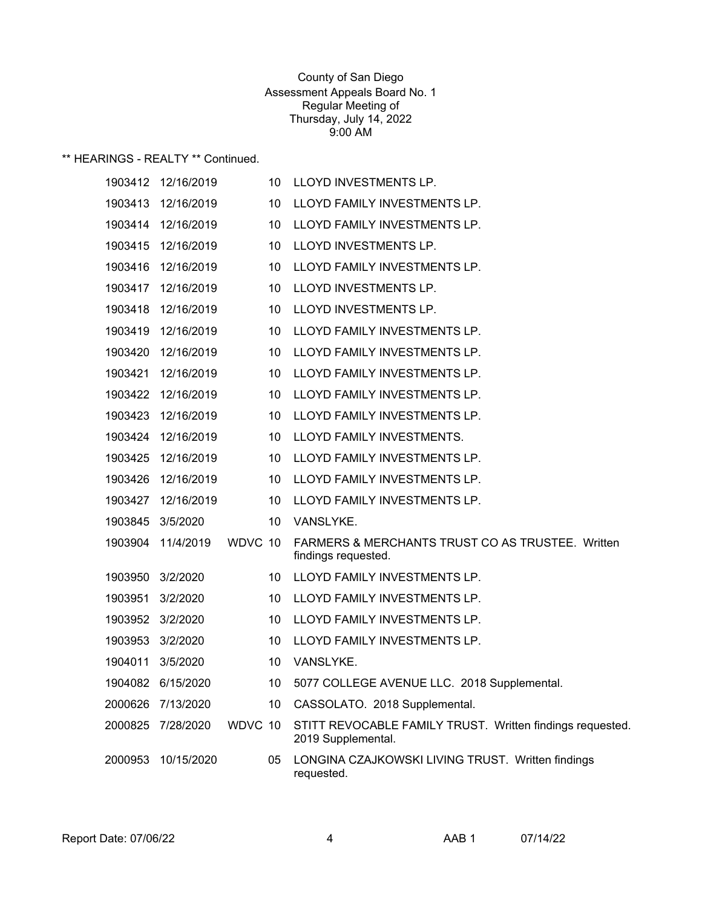County of San Diego
Assessment Appeals Board No. 1
Regular Meeting of
Thursday, July 14, 2022
9:00 AM

** HEARINGS - REALTY ** Continued.

| | | | | |
|---|---|---|---|---|
| 1903412 | 12/16/2019 | | 10 | LLOYD INVESTMENTS LP. |
| 1903413 | 12/16/2019 | | 10 | LLOYD FAMILY INVESTMENTS LP. |
| 1903414 | 12/16/2019 | | 10 | LLOYD FAMILY INVESTMENTS LP. |
| 1903415 | 12/16/2019 | | 10 | LLOYD INVESTMENTS LP. |
| 1903416 | 12/16/2019 | | 10 | LLOYD FAMILY INVESTMENTS LP. |
| 1903417 | 12/16/2019 | | 10 | LLOYD INVESTMENTS LP. |
| 1903418 | 12/16/2019 | | 10 | LLOYD INVESTMENTS LP. |
| 1903419 | 12/16/2019 | | 10 | LLOYD FAMILY INVESTMENTS LP. |
| 1903420 | 12/16/2019 | | 10 | LLOYD FAMILY INVESTMENTS LP. |
| 1903421 | 12/16/2019 | | 10 | LLOYD FAMILY INVESTMENTS LP. |
| 1903422 | 12/16/2019 | | 10 | LLOYD FAMILY INVESTMENTS LP. |
| 1903423 | 12/16/2019 | | 10 | LLOYD FAMILY INVESTMENTS LP. |
| 1903424 | 12/16/2019 | | 10 | LLOYD FAMILY INVESTMENTS. |
| 1903425 | 12/16/2019 | | 10 | LLOYD FAMILY INVESTMENTS LP. |
| 1903426 | 12/16/2019 | | 10 | LLOYD FAMILY INVESTMENTS LP. |
| 1903427 | 12/16/2019 | | 10 | LLOYD FAMILY INVESTMENTS LP. |
| 1903845 | 3/5/2020 | | 10 | VANSLYKE. |
| 1903904 | 11/4/2019 | WDVC | 10 | FARMERS & MERCHANTS TRUST CO AS TRUSTEE. Written findings requested. |
| 1903950 | 3/2/2020 | | 10 | LLOYD FAMILY INVESTMENTS LP. |
| 1903951 | 3/2/2020 | | 10 | LLOYD FAMILY INVESTMENTS LP. |
| 1903952 | 3/2/2020 | | 10 | LLOYD FAMILY INVESTMENTS LP. |
| 1903953 | 3/2/2020 | | 10 | LLOYD FAMILY INVESTMENTS LP. |
| 1904011 | 3/5/2020 | | 10 | VANSLYKE. |
| 1904082 | 6/15/2020 | | 10 | 5077 COLLEGE AVENUE LLC. 2018 Supplemental. |
| 2000626 | 7/13/2020 | | 10 | CASSOLATO. 2018 Supplemental. |
| 2000825 | 7/28/2020 | WDVC | 10 | STITT REVOCABLE FAMILY TRUST. Written findings requested. 2019 Supplemental. |
| 2000953 | 10/15/2020 | | 05 | LONGINA CZAJKOWSKI LIVING TRUST. Written findings requested. |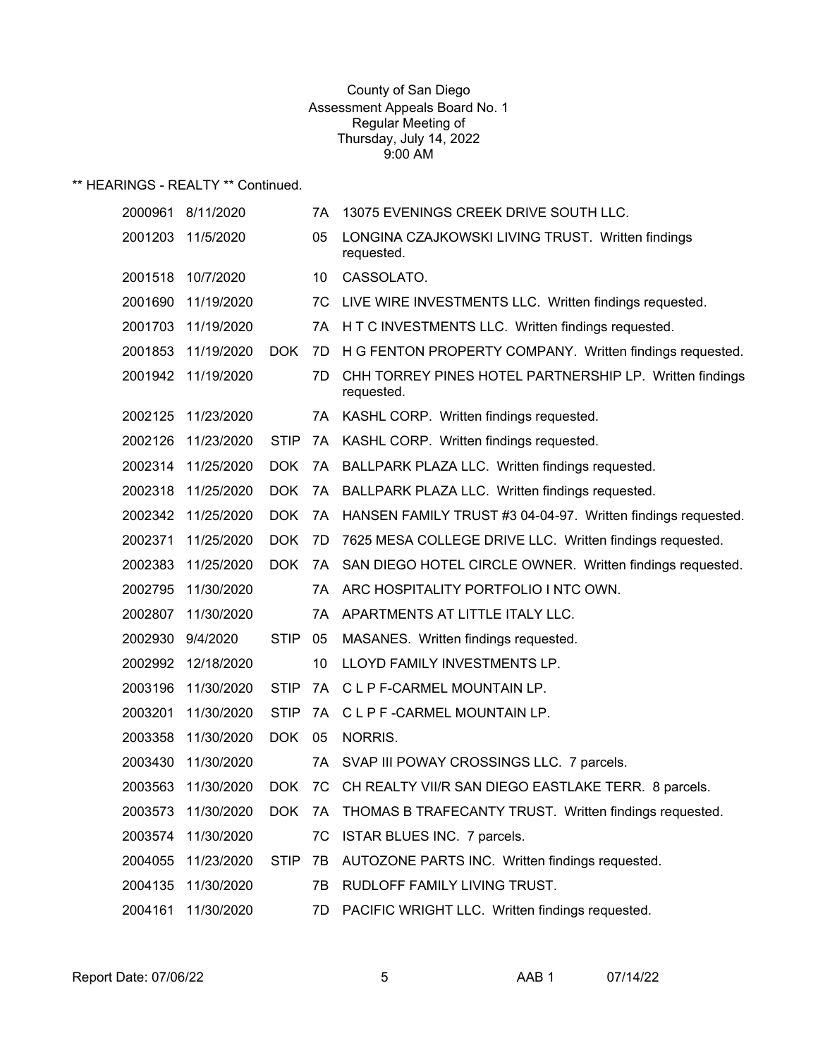County of San Diego
Assessment Appeals Board No. 1
Regular Meeting of
Thursday, July 14, 2022
9:00 AM

** HEARINGS - REALTY ** Continued.

| | | | | |
|---|---|---|---|---|
| 2000961 | 8/11/2020 | | 7A | 13075 EVENINGS CREEK DRIVE SOUTH LLC. |
| 2001203 | 11/5/2020 | | 05 | LONGINA CZAJKOWSKI LIVING TRUST. Written findings requested. |
| 2001518 | 10/7/2020 | | 10 | CASSOLATO. |
| 2001690 | 11/19/2020 | | 7C | LIVE WIRE INVESTMENTS LLC. Written findings requested. |
| 2001703 | 11/19/2020 | | 7A | H T C INVESTMENTS LLC. Written findings requested. |
| 2001853 | 11/19/2020 | DOK | 7D | H G FENTON PROPERTY COMPANY. Written findings requested. |
| 2001942 | 11/19/2020 | | 7D | CHH TORREY PINES HOTEL PARTNERSHIP LP. Written findings requested. |
| 2002125 | 11/23/2020 | | 7A | KASHL CORP. Written findings requested. |
| 2002126 | 11/23/2020 | STIP | 7A | KASHL CORP. Written findings requested. |
| 2002314 | 11/25/2020 | DOK | 7A | BALLPARK PLAZA LLC. Written findings requested. |
| 2002318 | 11/25/2020 | DOK | 7A | BALLPARK PLAZA LLC. Written findings requested. |
| 2002342 | 11/25/2020 | DOK | 7A | HANSEN FAMILY TRUST #3 04-04-97. Written findings requested. |
| 2002371 | 11/25/2020 | DOK | 7D | 7625 MESA COLLEGE DRIVE LLC. Written findings requested. |
| 2002383 | 11/25/2020 | DOK | 7A | SAN DIEGO HOTEL CIRCLE OWNER. Written findings requested. |
| 2002795 | 11/30/2020 | | 7A | ARC HOSPITALITY PORTFOLIO I NTC OWN. |
| 2002807 | 11/30/2020 | | 7A | APARTMENTS AT LITTLE ITALY LLC. |
| 2002930 | 9/4/2020 | STIP | 05 | MASANES. Written findings requested. |
| 2002992 | 12/18/2020 | | 10 | LLOYD FAMILY INVESTMENTS LP. |
| 2003196 | 11/30/2020 | STIP | 7A | C L P F-CARMEL MOUNTAIN LP. |
| 2003201 | 11/30/2020 | STIP | 7A | C L P F -CARMEL MOUNTAIN LP. |
| 2003358 | 11/30/2020 | DOK | 05 | NORRIS. |
| 2003430 | 11/30/2020 | | 7A | SVAP III POWAY CROSSINGS LLC. 7 parcels. |
| 2003563 | 11/30/2020 | DOK | 7C | CH REALTY VII/R SAN DIEGO EASTLAKE TERR. 8 parcels. |
| 2003573 | 11/30/2020 | DOK | 7A | THOMAS B TRAFECANTY TRUST. Written findings requested. |
| 2003574 | 11/30/2020 | | 7C | ISTAR BLUES INC. 7 parcels. |
| 2004055 | 11/23/2020 | STIP | 7B | AUTOZONE PARTS INC. Written findings requested. |
| 2004135 | 11/30/2020 | | 7B | RUDLOFF FAMILY LIVING TRUST. |
| 2004161 | 11/30/2020 | | 7D | PACIFIC WRIGHT LLC. Written findings requested. |

Report Date: 07/06/22 AAB 1 07/14/22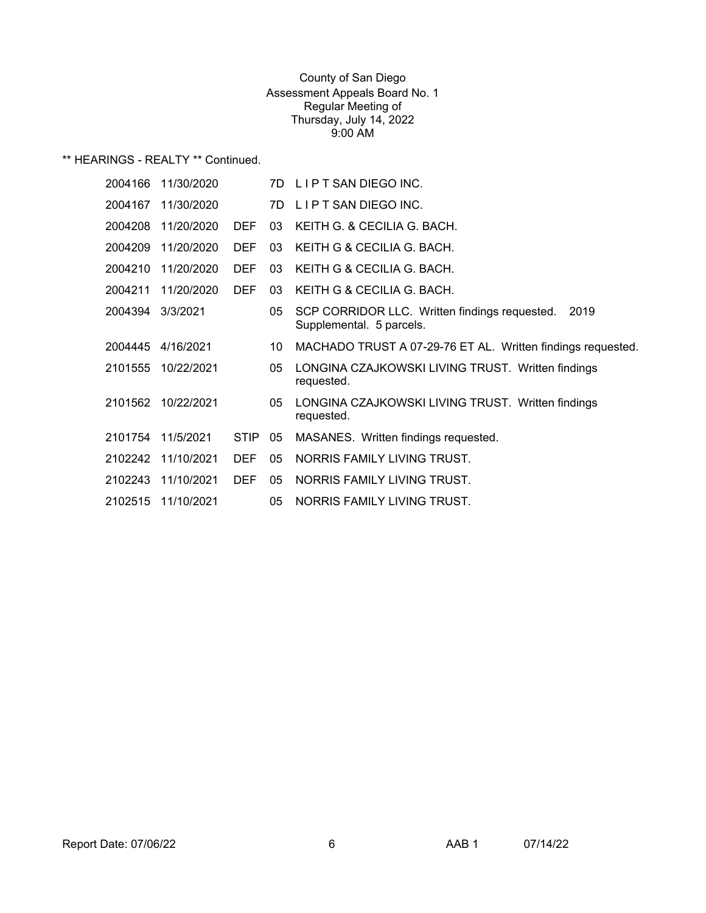County of San Diego
Assessment Appeals Board No. 1
Regular Meeting of
Thursday, July 14, 2022
9:00 AM

** HEARINGS - REALTY ** Continued.

| | | | | |
|---|---|---|---|---|
| 2004166 | 11/30/2020 | | 7D | L I P T SAN DIEGO INC. |
| 2004167 | 11/30/2020 | | 7D | L I P T SAN DIEGO INC. |
| 2004208 | 11/20/2020 | DEF | 03 | KEITH G. & CECILIA G. BACH. |
| 2004209 | 11/20/2020 | DEF | 03 | KEITH G & CECILIA G. BACH. |
| 2004210 | 11/20/2020 | DEF | 03 | KEITH G & CECILIA G. BACH. |
| 2004211 | 11/20/2020 | DEF | 03 | KEITH G & CECILIA G. BACH. |
| 2004394 | 3/3/2021 | | 05 | SCP CORRIDOR LLC. Written findings requested. 2019 Supplemental. 5 parcels. |
| 2004445 | 4/16/2021 | | 10 | MACHADO TRUST A 07-29-76 ET AL. Written findings requested. |
| 2101555 | 10/22/2021 | | 05 | LONGINA CZAJKOWSKI LIVING TRUST. Written findings requested. |
| 2101562 | 10/22/2021 | | 05 | LONGINA CZAJKOWSKI LIVING TRUST. Written findings requested. |
| 2101754 | 11/5/2021 | STIP | 05 | MASANES. Written findings requested. |
| 2102242 | 11/10/2021 | DEF | 05 | NORRIS FAMILY LIVING TRUST. |
| 2102243 | 11/10/2021 | DEF | 05 | NORRIS FAMILY LIVING TRUST. |
| 2102515 | 11/10/2021 | | 05 | NORRIS FAMILY LIVING TRUST. |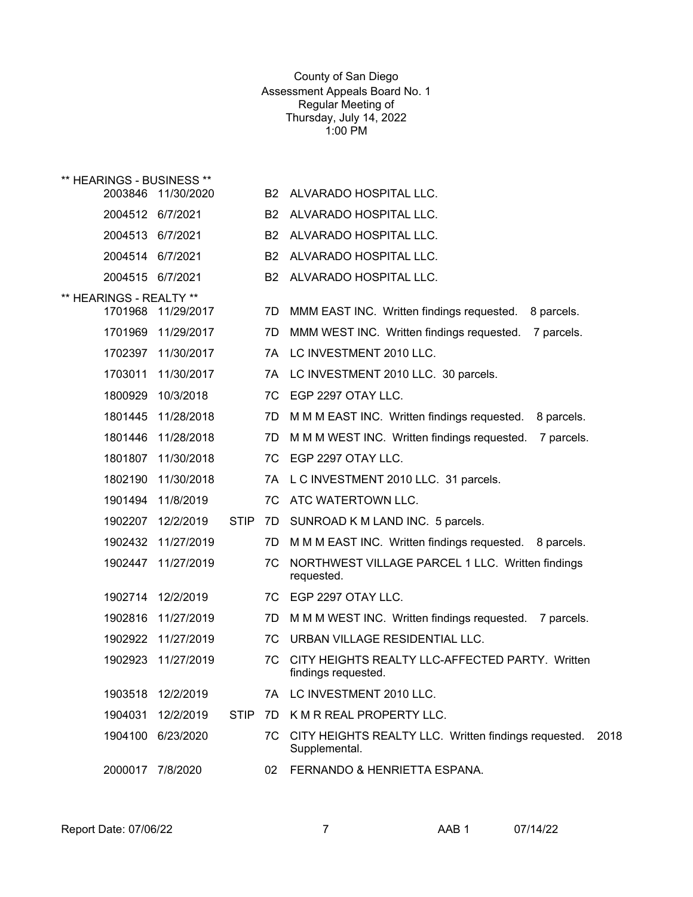County of San Diego
Assessment Appeals Board No. 1
Regular Meeting of
Thursday, July 14, 2022
1:00 PM

** HEARINGS - BUSINESS **

| | | | | |
|---|---|---|---|---|
| 2003846 | 11/30/2020 | | B2 | ALVARADO HOSPITAL LLC. |
| 2004512 | 6/7/2021 | | B2 | ALVARADO HOSPITAL LLC. |
| 2004513 | 6/7/2021 | | B2 | ALVARADO HOSPITAL LLC. |
| 2004514 | 6/7/2021 | | B2 | ALVARADO HOSPITAL LLC. |
| 2004515 | 6/7/2021 | | B2 | ALVARADO HOSPITAL LLC. |

** HEARINGS - REALTY **

| | | | | |
|---|---|---|---|---|
| 1701968 | 11/29/2017 | | 7D | MMM EAST INC. Written findings requested. 8 parcels. |
| 1701969 | 11/29/2017 | | 7D | MMM WEST INC. Written findings requested. 7 parcels. |
| 1702397 | 11/30/2017 | | 7A | LC INVESTMENT 2010 LLC. |
| 1703011 | 11/30/2017 | | 7A | LC INVESTMENT 2010 LLC. 30 parcels. |
| 1800929 | 10/3/2018 | | 7C | EGP 2297 OTAY LLC. |
| 1801445 | 11/28/2018 | | 7D | M M M EAST INC. Written findings requested. 8 parcels. |
| 1801446 | 11/28/2018 | | 7D | M M M WEST INC. Written findings requested. 7 parcels. |
| 1801807 | 11/30/2018 | | 7C | EGP 2297 OTAY LLC. |
| 1802190 | 11/30/2018 | | 7A | L C INVESTMENT 2010 LLC. 31 parcels. |
| 1901494 | 11/8/2019 | | 7C | ATC WATERTOWN LLC. |
| 1902207 | 12/2/2019 | STIP | 7D | SUNROAD K M LAND INC. 5 parcels. |
| 1902432 | 11/27/2019 | | 7D | M M M EAST INC. Written findings requested. 8 parcels. |
| 1902447 | 11/27/2019 | | 7C | NORTHWEST VILLAGE PARCEL 1 LLC. Written findings requested. |
| 1902714 | 12/2/2019 | | 7C | EGP 2297 OTAY LLC. |
| 1902816 | 11/27/2019 | | 7D | M M M WEST INC. Written findings requested. 7 parcels. |
| 1902922 | 11/27/2019 | | 7C | URBAN VILLAGE RESIDENTIAL LLC. |
| 1902923 | 11/27/2019 | | 7C | CITY HEIGHTS REALTY LLC-AFFECTED PARTY. Written findings requested. |
| 1903518 | 12/2/2019 | | 7A | LC INVESTMENT 2010 LLC. |
| 1904031 | 12/2/2019 | STIP | 7D | K M R REAL PROPERTY LLC. |
| 1904100 | 6/23/2020 | | 7C | CITY HEIGHTS REALTY LLC. Written findings requested. 2018 Supplemental. |
| 2000017 | 7/8/2020 | | 02 | FERNANDO & HENRIETTA ESPANA. |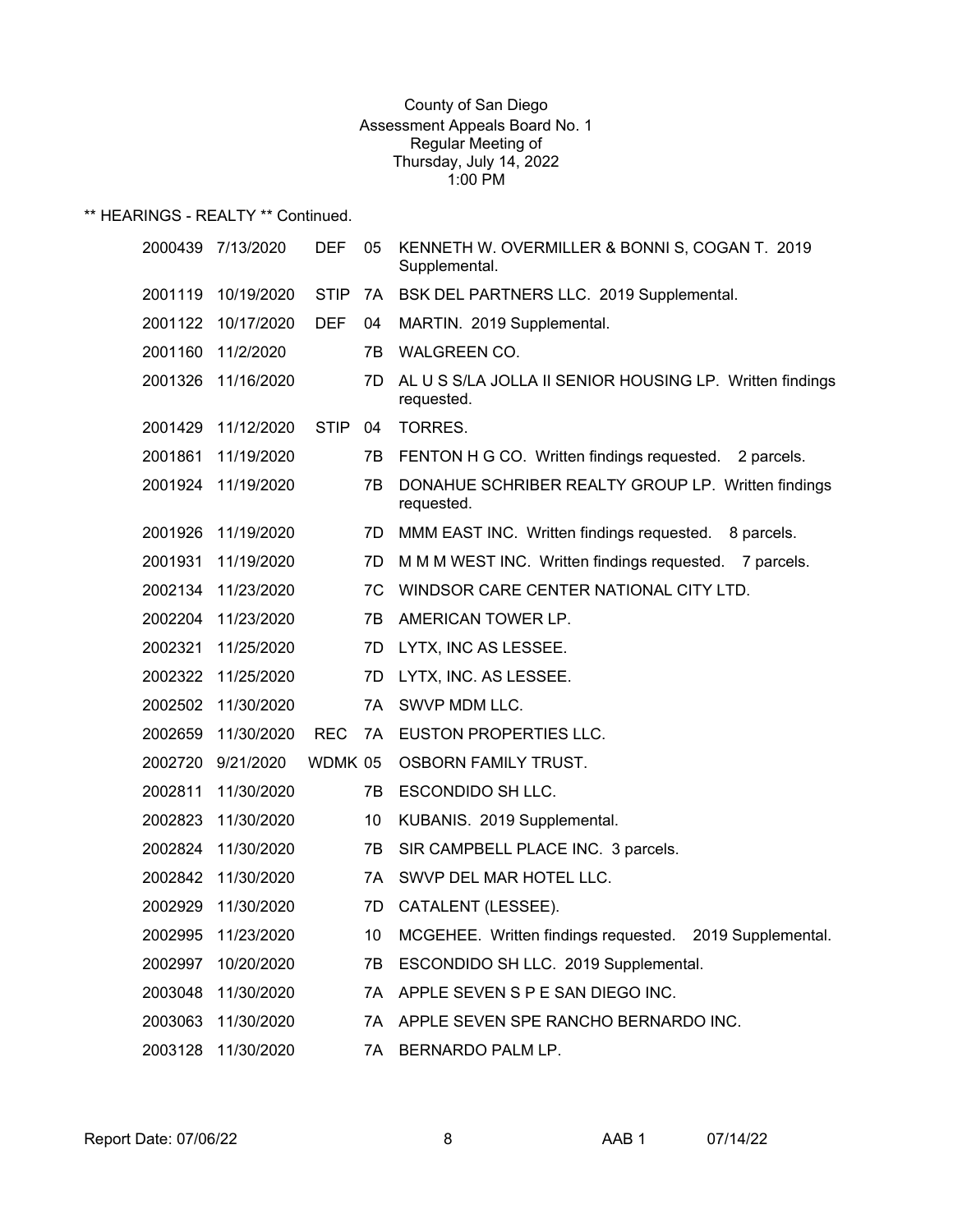County of San Diego
Assessment Appeals Board No. 1
Regular Meeting of
Thursday, July 14, 2022
1:00 PM

** HEARINGS - REALTY ** Continued.

| | | | | |
|---|---|---|---|---|
| 2000439 | 7/13/2020 | DEF | 05 | KENNETH W. OVERMILLER & BONNI S, COGAN T. 2019 Supplemental. |
| 2001119 | 10/19/2020 | STIP | 7A | BSK DEL PARTNERS LLC. 2019 Supplemental. |
| 2001122 | 10/17/2020 | DEF | 04 | MARTIN. 2019 Supplemental. |
| 2001160 | 11/2/2020 | | 7B | WALGREEN CO. |
| 2001326 | 11/16/2020 | | 7D | AL U S S/LA JOLLA II SENIOR HOUSING LP. Written findings requested. |
| 2001429 | 11/12/2020 | STIP | 04 | TORRES. |
| 2001861 | 11/19/2020 | | 7B | FENTON H G CO. Written findings requested. 2 parcels. |
| 2001924 | 11/19/2020 | | 7B | DONAHUE SCHRIBER REALTY GROUP LP. Written findings requested. |
| 2001926 | 11/19/2020 | | 7D | MMM EAST INC. Written findings requested. 8 parcels. |
| 2001931 | 11/19/2020 | | 7D | M M M WEST INC. Written findings requested. 7 parcels. |
| 2002134 | 11/23/2020 | | 7C | WINDSOR CARE CENTER NATIONAL CITY LTD. |
| 2002204 | 11/23/2020 | | 7B | AMERICAN TOWER LP. |
| 2002321 | 11/25/2020 | | 7D | LYTX, INC AS LESSEE. |
| 2002322 | 11/25/2020 | | 7D | LYTX, INC. AS LESSEE. |
| 2002502 | 11/30/2020 | | 7A | SWVP MDM LLC. |
| 2002659 | 11/30/2020 | REC | 7A | EUSTON PROPERTIES LLC. |
| 2002720 | 9/21/2020 | WDMK | 05 | OSBORN FAMILY TRUST. |
| 2002811 | 11/30/2020 | | 7B | ESCONDIDO SH LLC. |
| 2002823 | 11/30/2020 | | 10 | KUBANIS. 2019 Supplemental. |
| 2002824 | 11/30/2020 | | 7B | SIR CAMPBELL PLACE INC. 3 parcels. |
| 2002842 | 11/30/2020 | | 7A | SWVP DEL MAR HOTEL LLC. |
| 2002929 | 11/30/2020 | | 7D | CATALENT (LESSEE). |
| 2002995 | 11/23/2020 | | 10 | MCGEHEE. Written findings requested. 2019 Supplemental. |
| 2002997 | 10/20/2020 | | 7B | ESCONDIDO SH LLC. 2019 Supplemental. |
| 2003048 | 11/30/2020 | | 7A | APPLE SEVEN S P E SAN DIEGO INC. |
| 2003063 | 11/30/2020 | | 7A | APPLE SEVEN SPE RANCHO BERNARDO INC. |
| 2003128 | 11/30/2020 | | 7A | BERNARDO PALM LP. |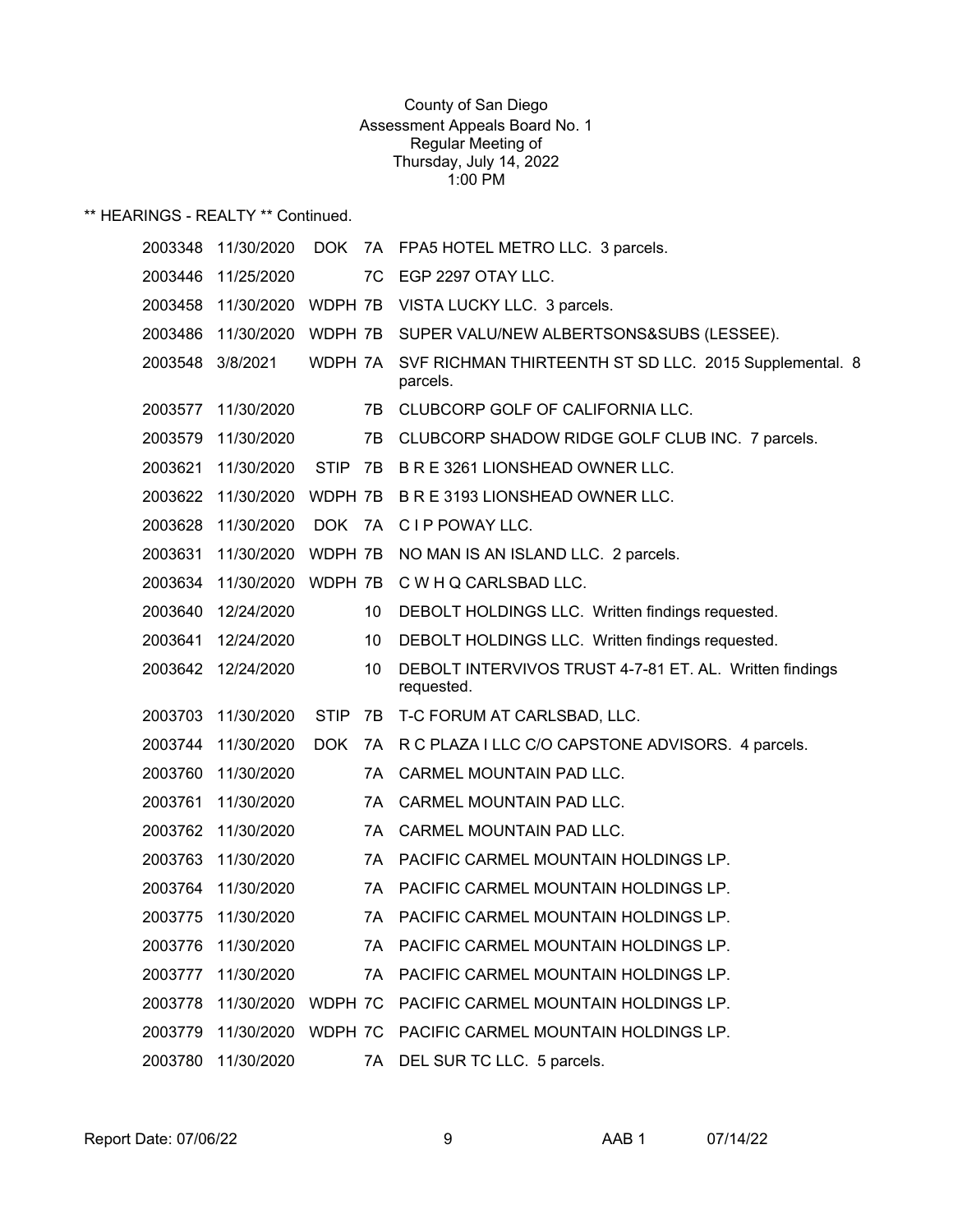County of San Diego
Assessment Appeals Board No. 1
Regular Meeting of
Thursday, July 14, 2022
1:00 PM

** HEARINGS - REALTY ** Continued.

| | | | | |
|---|---|---|---|---|
| 2003348 | 11/30/2020 | DOK | 7A | FPA5 HOTEL METRO LLC. 3 parcels. |
| 2003446 | 11/25/2020 | | 7C | EGP 2297 OTAY LLC. |
| 2003458 | 11/30/2020 | WDPH | 7B | VISTA LUCKY LLC. 3 parcels. |
| 2003486 | 11/30/2020 | WDPH | 7B | SUPER VALU/NEW ALBERTSONS&SUBS (LESSEE). |
| 2003548 | 3/8/2021 | WDPH | 7A | SVF RICHMAN THIRTEENTH ST SD LLC. 2015 Supplemental. 8 parcels. |
| 2003577 | 11/30/2020 | | 7B | CLUBCORP GOLF OF CALIFORNIA LLC. |
| 2003579 | 11/30/2020 | | 7B | CLUBCORP SHADOW RIDGE GOLF CLUB INC. 7 parcels. |
| 2003621 | 11/30/2020 | STIP | 7B | B R E 3261 LIONSHEAD OWNER LLC. |
| 2003622 | 11/30/2020 | WDPH | 7B | B R E 3193 LIONSHEAD OWNER LLC. |
| 2003628 | 11/30/2020 | DOK | 7A | C I P POWAY LLC. |
| 2003631 | 11/30/2020 | WDPH | 7B | NO MAN IS AN ISLAND LLC. 2 parcels. |
| 2003634 | 11/30/2020 | WDPH | 7B | C W H Q CARLSBAD LLC. |
| 2003640 | 12/24/2020 | | 10 | DEBOLT HOLDINGS LLC. Written findings requested. |
| 2003641 | 12/24/2020 | | 10 | DEBOLT HOLDINGS LLC. Written findings requested. |
| 2003642 | 12/24/2020 | | 10 | DEBOLT INTERVIVOS TRUST 4-7-81 ET. AL. Written findings requested. |
| 2003703 | 11/30/2020 | STIP | 7B | T-C FORUM AT CARLSBAD, LLC. |
| 2003744 | 11/30/2020 | DOK | 7A | R C PLAZA I LLC C/O CAPSTONE ADVISORS. 4 parcels. |
| 2003760 | 11/30/2020 | | 7A | CARMEL MOUNTAIN PAD LLC. |
| 2003761 | 11/30/2020 | | 7A | CARMEL MOUNTAIN PAD LLC. |
| 2003762 | 11/30/2020 | | 7A | CARMEL MOUNTAIN PAD LLC. |
| 2003763 | 11/30/2020 | | 7A | PACIFIC CARMEL MOUNTAIN HOLDINGS LP. |
| 2003764 | 11/30/2020 | | 7A | PACIFIC CARMEL MOUNTAIN HOLDINGS LP. |
| 2003775 | 11/30/2020 | | 7A | PACIFIC CARMEL MOUNTAIN HOLDINGS LP. |
| 2003776 | 11/30/2020 | | 7A | PACIFIC CARMEL MOUNTAIN HOLDINGS LP. |
| 2003777 | 11/30/2020 | | 7A | PACIFIC CARMEL MOUNTAIN HOLDINGS LP. |
| 2003778 | 11/30/2020 | WDPH | 7C | PACIFIC CARMEL MOUNTAIN HOLDINGS LP. |
| 2003779 | 11/30/2020 | WDPH | 7C | PACIFIC CARMEL MOUNTAIN HOLDINGS LP. |
| 2003780 | 11/30/2020 | | 7A | DEL SUR TC LLC. 5 parcels. |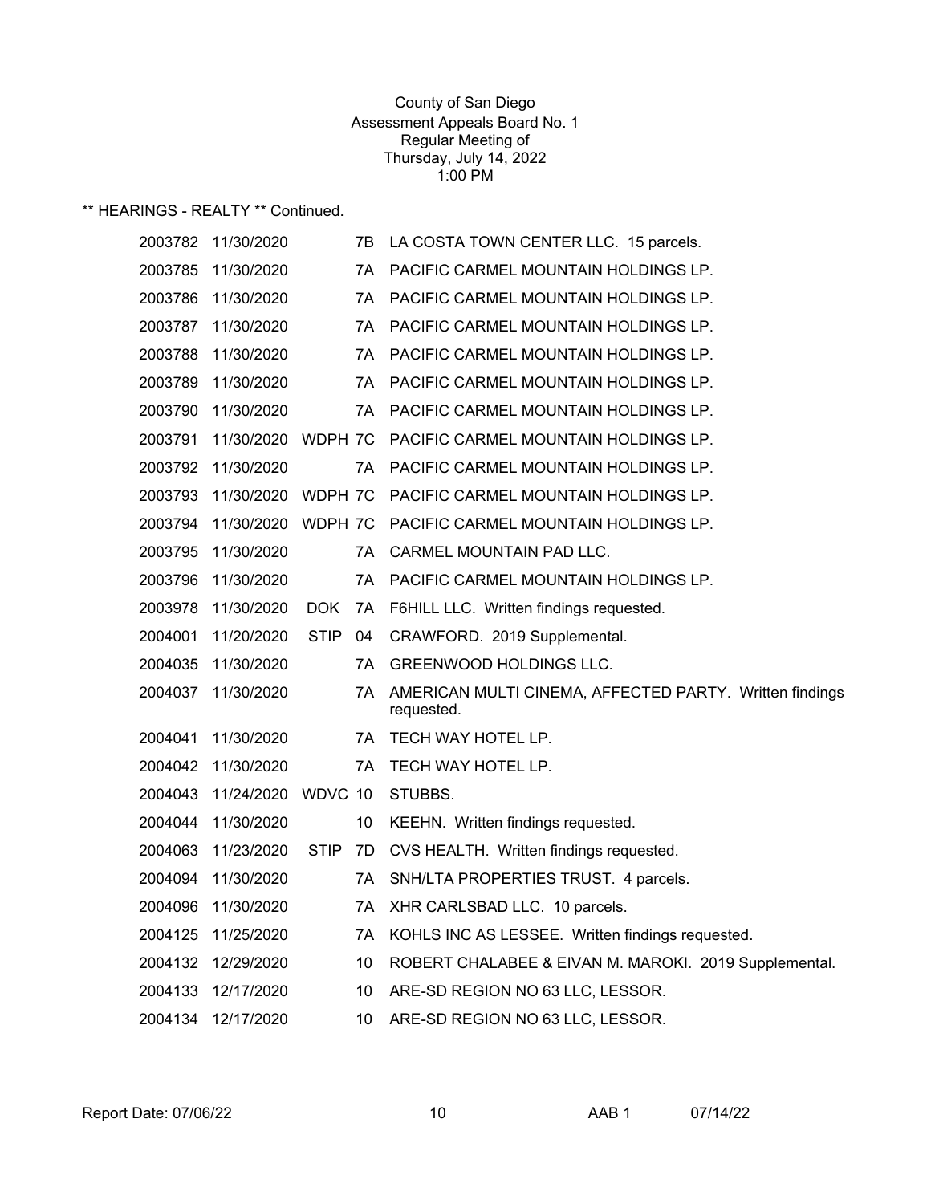County of San Diego
Assessment Appeals Board No. 1
Regular Meeting of
Thursday, July 14, 2022
1:00 PM

** HEARINGS - REALTY ** Continued.

| | | | | |
|---|---|---|---|---|
| 2003782 | 11/30/2020 | | 7B | LA COSTA TOWN CENTER LLC. 15 parcels. |
| 2003785 | 11/30/2020 | | 7A | PACIFIC CARMEL MOUNTAIN HOLDINGS LP. |
| 2003786 | 11/30/2020 | | 7A | PACIFIC CARMEL MOUNTAIN HOLDINGS LP. |
| 2003787 | 11/30/2020 | | 7A | PACIFIC CARMEL MOUNTAIN HOLDINGS LP. |
| 2003788 | 11/30/2020 | | 7A | PACIFIC CARMEL MOUNTAIN HOLDINGS LP. |
| 2003789 | 11/30/2020 | | 7A | PACIFIC CARMEL MOUNTAIN HOLDINGS LP. |
| 2003790 | 11/30/2020 | | 7A | PACIFIC CARMEL MOUNTAIN HOLDINGS LP. |
| 2003791 | 11/30/2020 | WDPH | 7C | PACIFIC CARMEL MOUNTAIN HOLDINGS LP. |
| 2003792 | 11/30/2020 | | 7A | PACIFIC CARMEL MOUNTAIN HOLDINGS LP. |
| 2003793 | 11/30/2020 | WDPH | 7C | PACIFIC CARMEL MOUNTAIN HOLDINGS LP. |
| 2003794 | 11/30/2020 | WDPH | 7C | PACIFIC CARMEL MOUNTAIN HOLDINGS LP. |
| 2003795 | 11/30/2020 | | 7A | CARMEL MOUNTAIN PAD LLC. |
| 2003796 | 11/30/2020 | | 7A | PACIFIC CARMEL MOUNTAIN HOLDINGS LP. |
| 2003978 | 11/30/2020 | DOK | 7A | F6HILL LLC. Written findings requested. |
| 2004001 | 11/20/2020 | STIP | 04 | CRAWFORD. 2019 Supplemental. |
| 2004035 | 11/30/2020 | | 7A | GREENWOOD HOLDINGS LLC. |
| 2004037 | 11/30/2020 | | 7A | AMERICAN MULTI CINEMA, AFFECTED PARTY. Written findings requested. |
| 2004041 | 11/30/2020 | | 7A | TECH WAY HOTEL LP. |
| 2004042 | 11/30/2020 | | 7A | TECH WAY HOTEL LP. |
| 2004043 | 11/24/2020 | WDVC | 10 | STUBBS. |
| 2004044 | 11/30/2020 | | 10 | KEEHN. Written findings requested. |
| 2004063 | 11/23/2020 | STIP | 7D | CVS HEALTH. Written findings requested. |
| 2004094 | 11/30/2020 | | 7A | SNH/LTA PROPERTIES TRUST. 4 parcels. |
| 2004096 | 11/30/2020 | | 7A | XHR CARLSBAD LLC. 10 parcels. |
| 2004125 | 11/25/2020 | | 7A | KOHLS INC AS LESSEE. Written findings requested. |
| 2004132 | 12/29/2020 | | 10 | ROBERT CHALABEE & EIVAN M. MAROKI. 2019 Supplemental. |
| 2004133 | 12/17/2020 | | 10 | ARE-SD REGION NO 63 LLC, LESSOR. |
| 2004134 | 12/17/2020 | | 10 | ARE-SD REGION NO 63 LLC, LESSOR. |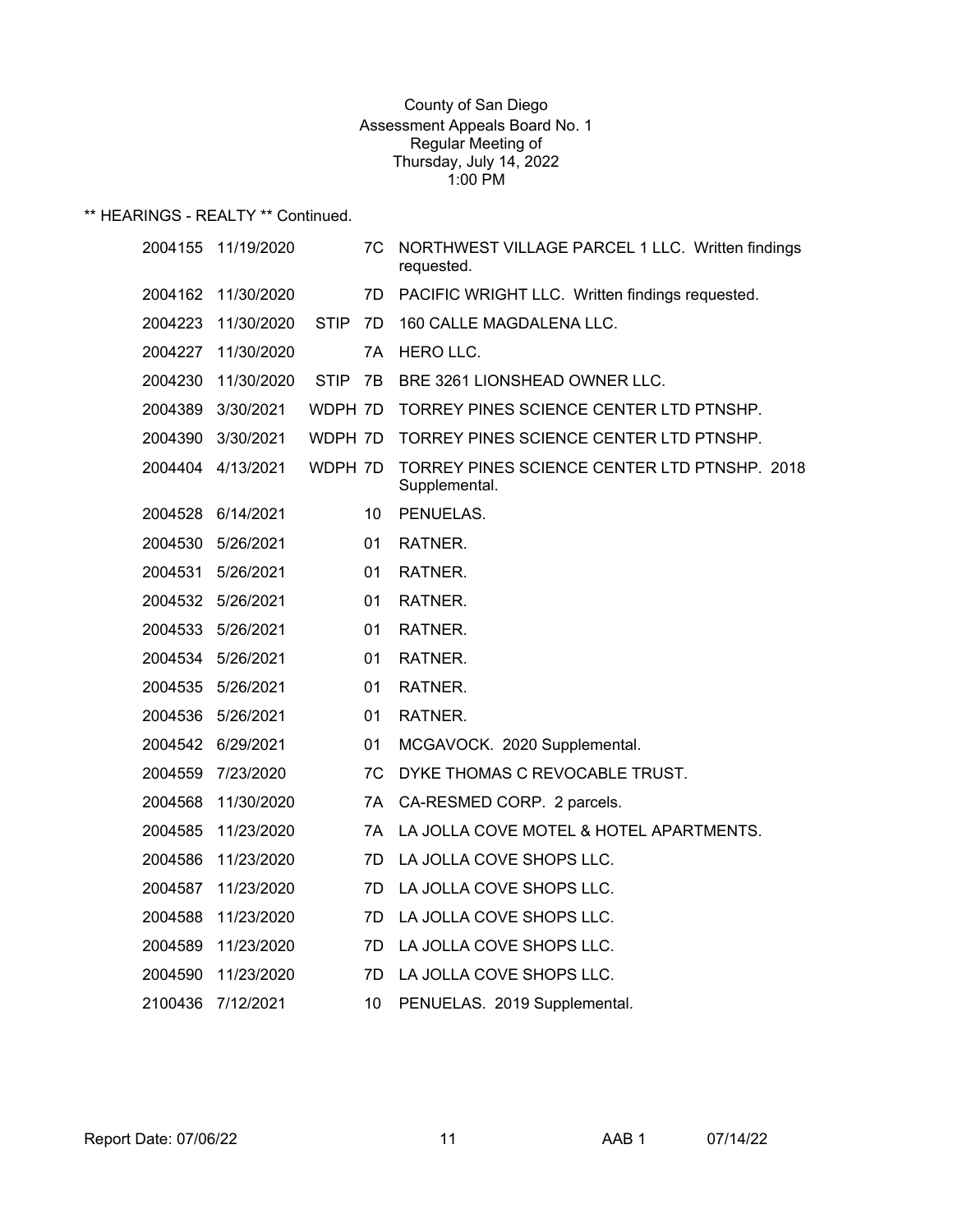County of San Diego
Assessment Appeals Board No. 1
Regular Meeting of
Thursday, July 14, 2022
1:00 PM

** HEARINGS - REALTY ** Continued.

| | | | | |
|---|---|---|---|---|
| 2004155 | 11/19/2020 | | 7C | NORTHWEST VILLAGE PARCEL 1 LLC. Written findings requested. |
| 2004162 | 11/30/2020 | | 7D | PACIFIC WRIGHT LLC. Written findings requested. |
| 2004223 | 11/30/2020 | STIP | 7D | 160 CALLE MAGDALENA LLC. |
| 2004227 | 11/30/2020 | | 7A | HERO LLC. |
| 2004230 | 11/30/2020 | STIP | 7B | BRE 3261 LIONSHEAD OWNER LLC. |
| 2004389 | 3/30/2021 | WDPH | 7D | TORREY PINES SCIENCE CENTER LTD PTNSHP. |
| 2004390 | 3/30/2021 | WDPH | 7D | TORREY PINES SCIENCE CENTER LTD PTNSHP. |
| 2004404 | 4/13/2021 | WDPH | 7D | TORREY PINES SCIENCE CENTER LTD PTNSHP. 2018 Supplemental. |
| 2004528 | 6/14/2021 | | 10 | PENUELAS. |
| 2004530 | 5/26/2021 | | 01 | RATNER. |
| 2004531 | 5/26/2021 | | 01 | RATNER. |
| 2004532 | 5/26/2021 | | 01 | RATNER. |
| 2004533 | 5/26/2021 | | 01 | RATNER. |
| 2004534 | 5/26/2021 | | 01 | RATNER. |
| 2004535 | 5/26/2021 | | 01 | RATNER. |
| 2004536 | 5/26/2021 | | 01 | RATNER. |
| 2004542 | 6/29/2021 | | 01 | MCGAVOCK. 2020 Supplemental. |
| 2004559 | 7/23/2020 | | 7C | DYKE THOMAS C REVOCABLE TRUST. |
| 2004568 | 11/30/2020 | | 7A | CA-RESMED CORP. 2 parcels. |
| 2004585 | 11/23/2020 | | 7A | LA JOLLA COVE MOTEL & HOTEL APARTMENTS. |
| 2004586 | 11/23/2020 | | 7D | LA JOLLA COVE SHOPS LLC. |
| 2004587 | 11/23/2020 | | 7D | LA JOLLA COVE SHOPS LLC. |
| 2004588 | 11/23/2020 | | 7D | LA JOLLA COVE SHOPS LLC. |
| 2004589 | 11/23/2020 | | 7D | LA JOLLA COVE SHOPS LLC. |
| 2004590 | 11/23/2020 | | 7D | LA JOLLA COVE SHOPS LLC. |
| 2100436 | 7/12/2021 | | 10 | PENUELAS. 2019 Supplemental. |